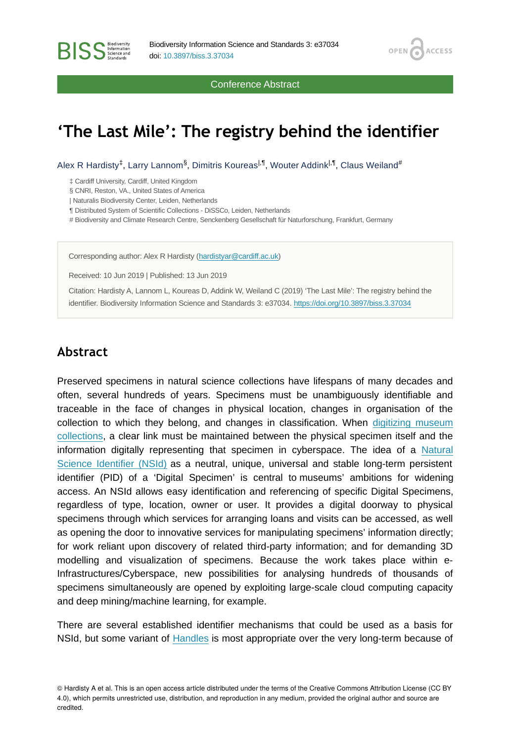Conference Abstract

# 'The Last Mile': The registry behind the identifier

Alex R Hardisty[‡], Larry Lannom[§], Dimitris Koureas[|,¶], Wouter Addink[|,¶], Claus Weiland[#]

‡ Cardiff University, Cardiff, United Kingdom
§ CNRI, Reston, VA., United States of America
| Naturalis Biodiversity Center, Leiden, Netherlands
¶ Distributed System of Scientific Collections - DiSSCo, Leiden, Netherlands
# Biodiversity and Climate Research Centre, Senckenberg Gesellschaft für Naturforschung, Frankfurt, Germany

Corresponding author: Alex R Hardisty (hardistyar@cardiff.ac.uk)

Received: 10 Jun 2019 | Published: 13 Jun 2019

Citation: Hardisty A, Lannom L, Koureas D, Addink W, Weiland C (2019) 'The Last Mile': The registry behind the identifier. Biodiversity Information Science and Standards 3: e37034. https://doi.org/10.3897/biss.3.37034

## Abstract

Preserved specimens in natural science collections have lifespans of many decades and often, several hundreds of years. Specimens must be unambiguously identifiable and traceable in the face of changes in physical location, changes in organisation of the collection to which they belong, and changes in classification. When digitizing museum collections, a clear link must be maintained between the physical specimen itself and the information digitally representing that specimen in cyberspace. The idea of a Natural Science Identifier (NSId) as a neutral, unique, universal and stable long-term persistent identifier (PID) of a 'Digital Specimen' is central to museums' ambitions for widening access. An NSId allows easy identification and referencing of specific Digital Specimens, regardless of type, location, owner or user. It provides a digital doorway to physical specimens through which services for arranging loans and visits can be accessed, as well as opening the door to innovative services for manipulating specimens' information directly; for work reliant upon discovery of related third-party information; and for demanding 3D modelling and visualization of specimens. Because the work takes place within e-Infrastructures/Cyberspace, new possibilities for analysing hundreds of thousands of specimens simultaneously are opened by exploiting large-scale cloud computing capacity and deep mining/machine learning, for example.

There are several established identifier mechanisms that could be used as a basis for NSId, but some variant of Handles is most appropriate over the very long-term because of

© Hardisty A et al. This is an open access article distributed under the terms of the Creative Commons Attribution License (CC BY 4.0), which permits unrestricted use, distribution, and reproduction in any medium, provided the original author and source are credited.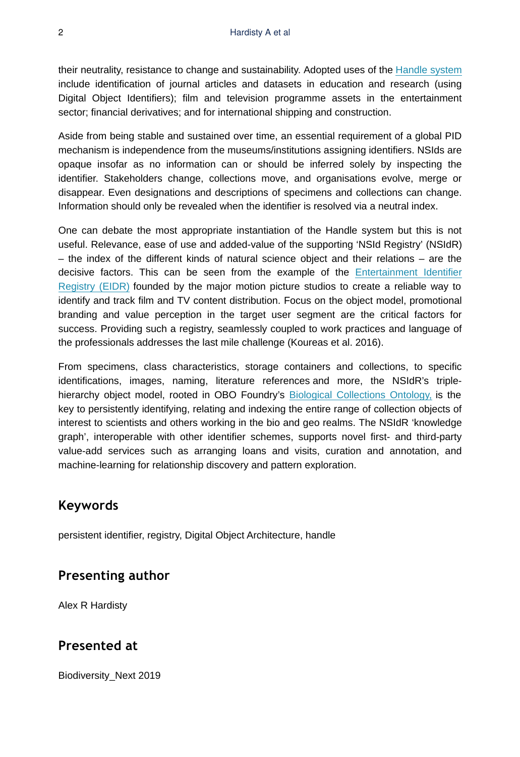their neutrality, resistance to change and sustainability. Adopted uses of the Handle system include identification of journal articles and datasets in education and research (using Digital Object Identifiers); film and television programme assets in the entertainment sector; financial derivatives; and for international shipping and construction.

Aside from being stable and sustained over time, an essential requirement of a global PID mechanism is independence from the museums/institutions assigning identifiers. NSIds are opaque insofar as no information can or should be inferred solely by inspecting the identifier. Stakeholders change, collections move, and organisations evolve, merge or disappear. Even designations and descriptions of specimens and collections can change. Information should only be revealed when the identifier is resolved via a neutral index.

One can debate the most appropriate instantiation of the Handle system but this is not useful. Relevance, ease of use and added-value of the supporting 'NSId Registry' (NSIdR) – the index of the different kinds of natural science object and their relations – are the decisive factors. This can be seen from the example of the Entertainment Identifier Registry (EIDR) founded by the major motion picture studios to create a reliable way to identify and track film and TV content distribution. Focus on the object model, promotional branding and value perception in the target user segment are the critical factors for success. Providing such a registry, seamlessly coupled to work practices and language of the professionals addresses the last mile challenge (Koureas et al. 2016).

From specimens, class characteristics, storage containers and collections, to specific identifications, images, naming, literature references and more, the NSIdR's triple-hierarchy object model, rooted in OBO Foundry's Biological Collections Ontology, is the key to persistently identifying, relating and indexing the entire range of collection objects of interest to scientists and others working in the bio and geo realms. The NSIdR 'knowledge graph', interoperable with other identifier schemes, supports novel first- and third-party value-add services such as arranging loans and visits, curation and annotation, and machine-learning for relationship discovery and pattern exploration.

## Keywords

persistent identifier, registry, Digital Object Architecture, handle

## Presenting author

Alex R Hardisty

## Presented at

Biodiversity_Next 2019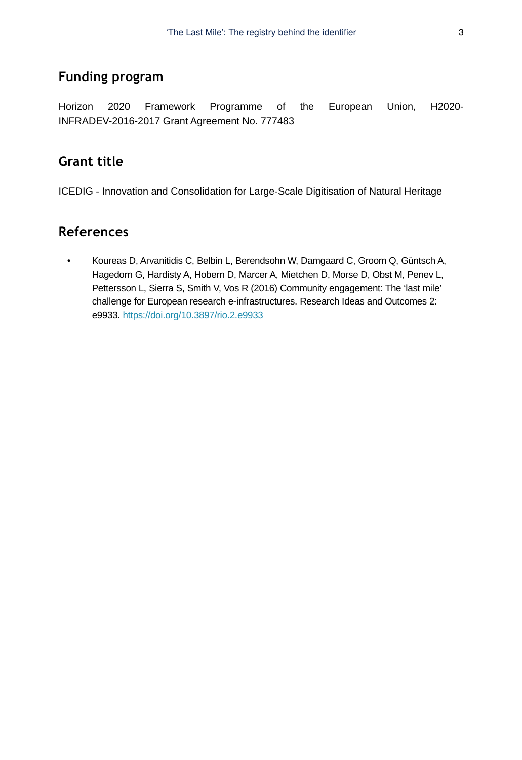## Funding program

Horizon 2020 Framework Programme of the European Union, H2020-INFRADEV-2016-2017 Grant Agreement No. 777483

## Grant title

ICEDIG - Innovation and Consolidation for Large-Scale Digitisation of Natural Heritage

## References

- Koureas D, Arvanitidis C, Belbin L, Berendsohn W, Damgaard C, Groom Q, Güntsch A, Hagedorn G, Hardisty A, Hobern D, Marcer A, Mietchen D, Morse D, Obst M, Penev L, Pettersson L, Sierra S, Smith V, Vos R (2016) Community engagement: The 'last mile' challenge for European research e-infrastructures. Research Ideas and Outcomes 2: e9933. https://doi.org/10.3897/rio.2.e9933